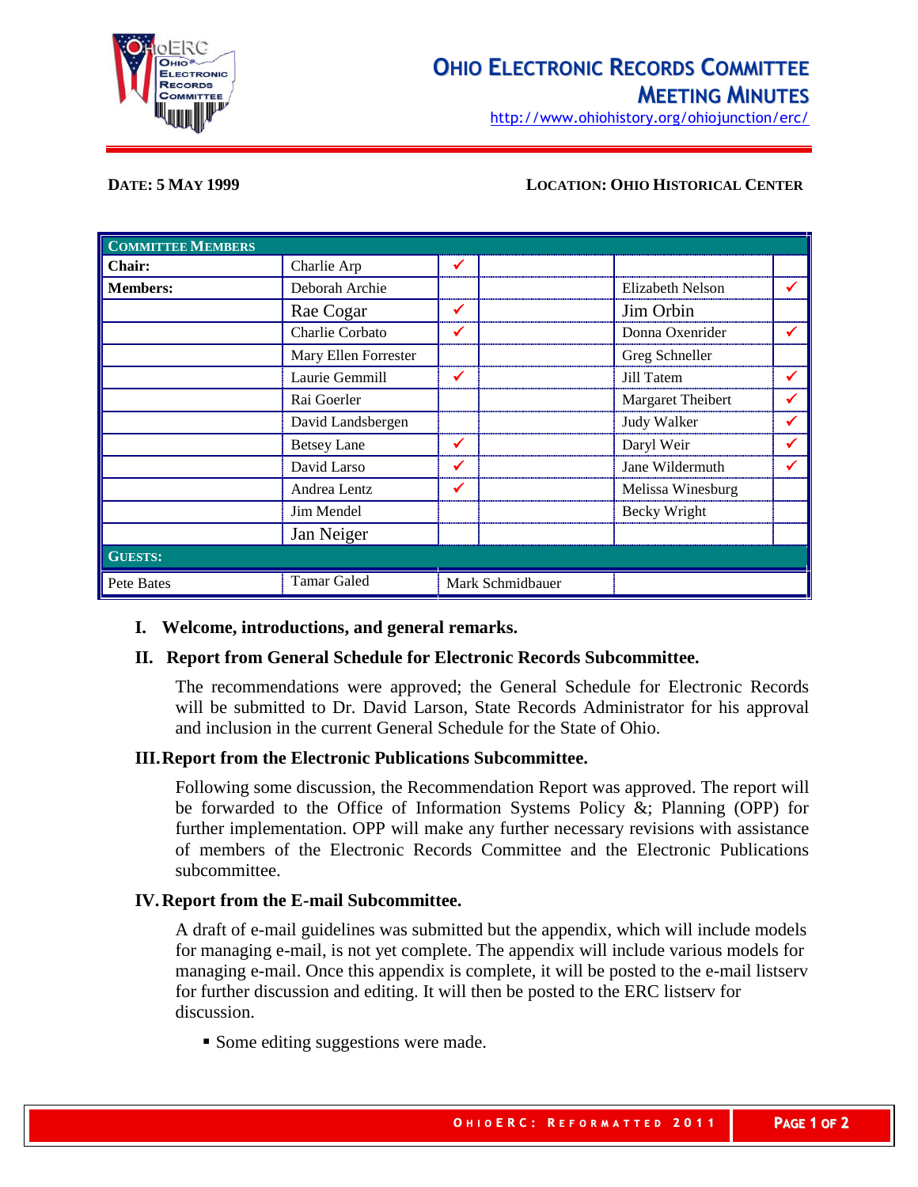# Ohio Electronic Records Committee Meeting Minutes

http://www.ohiohistory.org/ohiojunction/erc/

**Date: 5 May 1999** **Location: Ohio Historical Center**

| Committee Members | | | | | |
|---|---|---|---|---|---|
| **Chair:** | Charlie Arp | ✔ | | | |
| **Members:** | Deborah Archie | | | Elizabeth Nelson | ✔ |
| | Rae Cogar | ✔ | | Jim Orbin | |
| | Charlie Corbato | ✔ | | Donna Oxenrider | ✔ |
| | Mary Ellen Forrester | | | Greg Schneller | |
| | Laurie Gemmill | ✔ | | Jill Tatem | ✔ |
| | Rai Goerler | | | Margaret Theibert | ✔ |
| | David Landsbergen | | | Judy Walker | ✔ |
| | Betsey Lane | ✔ | | Daryl Weir | ✔ |
| | David Larso | ✔ | | Jane Wildermuth | ✔ |
| | Andrea Lentz | ✔ | | Melissa Winesburg | |
| | Jim Mendel | | | Becky Wright | |
| | Jan Neiger | | | | |
| **Guests:** | | | | | |
| Pete Bates | Tamar Galed | Mark Schmidbauer | | | |

**I. Welcome, introductions, and general remarks.**

**II. Report from General Schedule for Electronic Records Subcommittee.**

The recommendations were approved; the General Schedule for Electronic Records will be submitted to Dr. David Larson, State Records Administrator for his approval and inclusion in the current General Schedule for the State of Ohio.

**III. Report from the Electronic Publications Subcommittee.**

Following some discussion, the Recommendation Report was approved. The report will be forwarded to the Office of Information Systems Policy &; Planning (OPP) for further implementation. OPP will make any further necessary revisions with assistance of members of the Electronic Records Committee and the Electronic Publications subcommittee.

**IV. Report from the E-mail Subcommittee.**

A draft of e-mail guidelines was submitted but the appendix, which will include models for managing e-mail, is not yet complete. The appendix will include various models for managing e-mail. Once this appendix is complete, it will be posted to the e-mail listserv for further discussion and editing. It will then be posted to the ERC listserv for discussion.

- Some editing suggestions were made.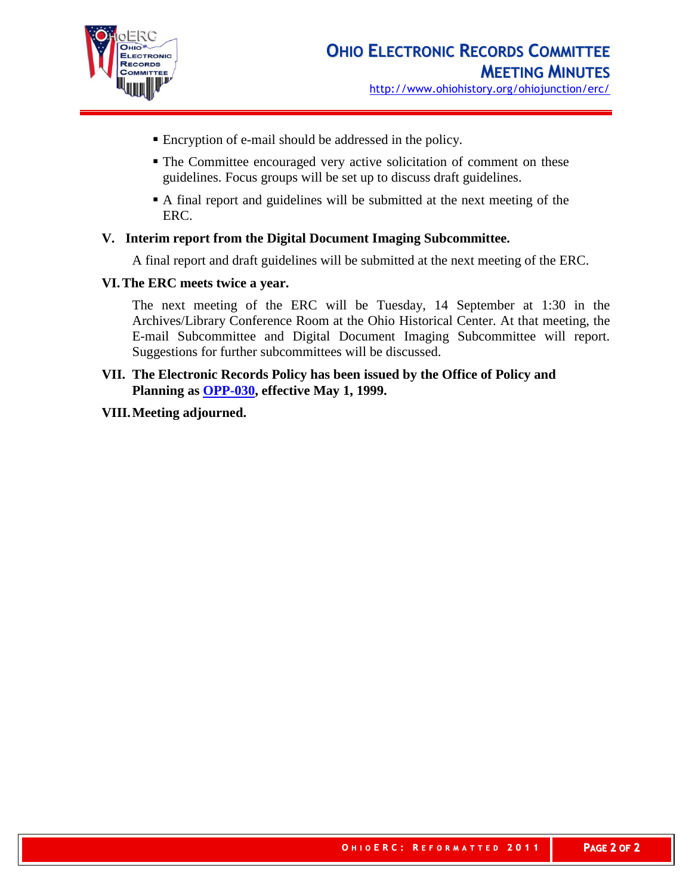- Encryption of e-mail should be addressed in the policy.
- The Committee encouraged very active solicitation of comment on these guidelines. Focus groups will be set up to discuss draft guidelines.
- A final report and guidelines will be submitted at the next meeting of the ERC.

**V. Interim report from the Digital Document Imaging Subcommittee.**

A final report and draft guidelines will be submitted at the next meeting of the ERC.

**VI. The ERC meets twice a year.**

The next meeting of the ERC will be Tuesday, 14 September at 1:30 in the Archives/Library Conference Room at the Ohio Historical Center. At that meeting, the E-mail Subcommittee and Digital Document Imaging Subcommittee will report. Suggestions for further subcommittees will be discussed.

**VII. The Electronic Records Policy has been issued by the Office of Policy and Planning as OPP-030, effective May 1, 1999.**

**VIII. Meeting adjourned.**